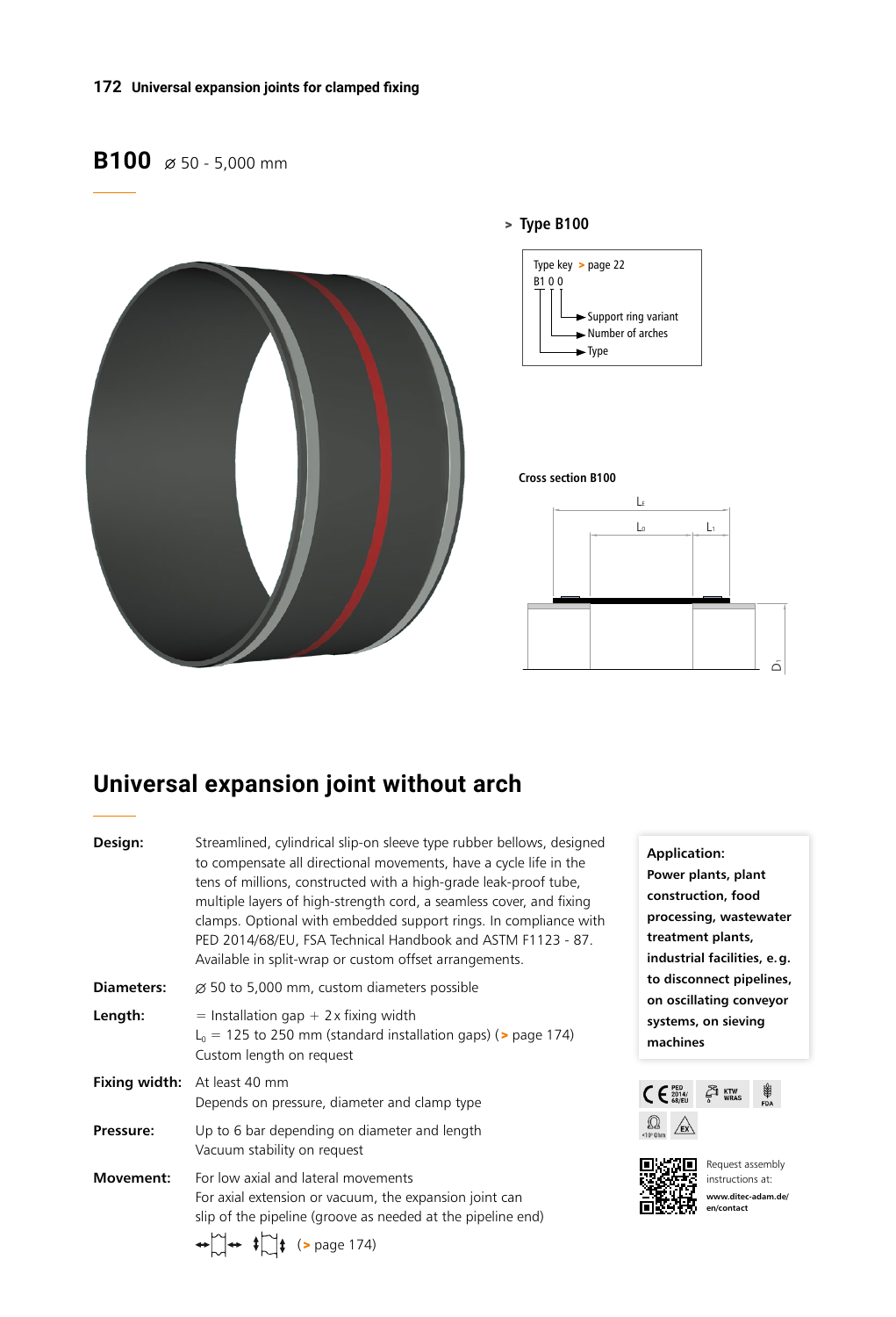# B100 ⌀ 50 - 5,000 mm

> **Type B100**

Type key > page 22

B1 0 0
- Support ring variant
- Number of arches
- Type

**Cross section B100**

$L_E$, $L_0$, $L_1$, $D_1$

## Universal expansion joint without arch

**Design:** Streamlined, cylindrical slip-on sleeve type rubber bellows, designed to compensate all directional movements, have a cycle life in the tens of millions, constructed with a high-grade leak-proof tube, multiple layers of high-strength cord, a seamless cover, and fixing clamps. Optional with embedded support rings. In compliance with PED 2014/68/EU, FSA Technical Handbook and ASTM F1123 - 87. Available in split-wrap or custom offset arrangements.

**Diameters:** ⌀ 50 to 5,000 mm, custom diameters possible

**Length:** = Installation gap + 2 x fixing width
$L_0$ = 125 to 250 mm (standard installation gaps) (> page 174)
Custom length on request

**Fixing width:** At least 40 mm
Depends on pressure, diameter and clamp type

**Pressure:** Up to 6 bar depending on diameter and length
Vacuum stability on request

**Movement:** For low axial and lateral movements
For axial extension or vacuum, the expansion joint can slip of the pipeline (groove as needed at the pipeline end)
(> page 174)

**Application:**
**Power plants, plant construction, food processing, wastewater treatment plants, industrial facilities, e.g. to disconnect pipelines, on oscillating conveyor systems, on sieving machines**

CE PED 2014/68/EU, KTW WRAS, FDA, $<10^9$ Ohm, EX

Request assembly instructions at: **www.ditec-adam.de/en/contact**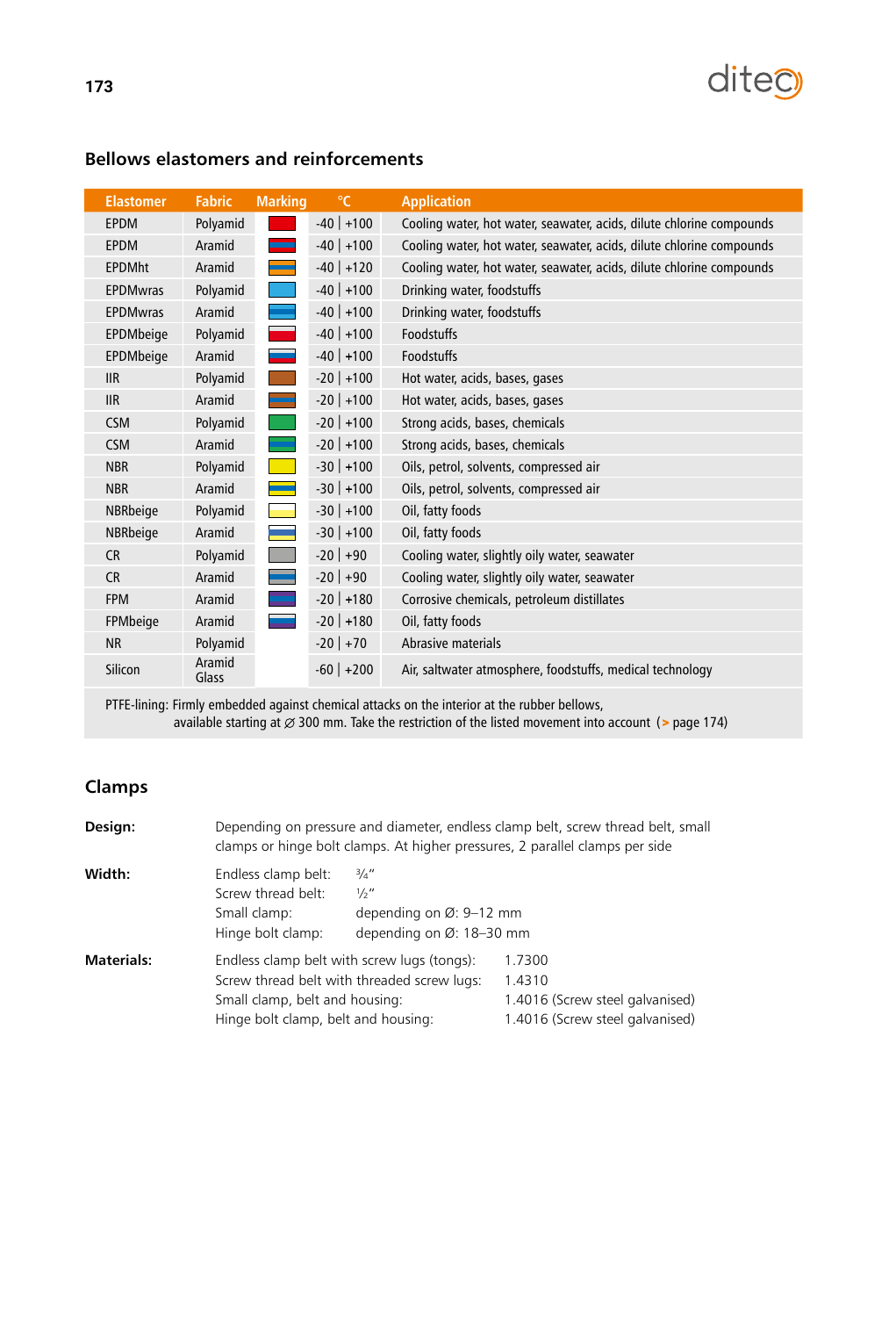## Bellows elastomers and reinforcements

| Elastomer | Fabric | Marking | °C | Application |
|---|---|---|---|---|
| EPDM | Polyamid | | -40 \| +100 | Cooling water, hot water, seawater, acids, dilute chlorine compounds |
| EPDM | Aramid | | -40 \| +100 | Cooling water, hot water, seawater, acids, dilute chlorine compounds |
| EPDMht | Aramid | | -40 \| +120 | Cooling water, hot water, seawater, acids, dilute chlorine compounds |
| EPDMwras | Polyamid | | -40 \| +100 | Drinking water, foodstuffs |
| EPDMwras | Aramid | | -40 \| +100 | Drinking water, foodstuffs |
| EPDMbeige | Polyamid | | -40 \| +100 | Foodstuffs |
| EPDMbeige | Aramid | | -40 \| +100 | Foodstuffs |
| IIR | Polyamid | | -20 \| +100 | Hot water, acids, bases, gases |
| IIR | Aramid | | -20 \| +100 | Hot water, acids, bases, gases |
| CSM | Polyamid | | -20 \| +100 | Strong acids, bases, chemicals |
| CSM | Aramid | | -20 \| +100 | Strong acids, bases, chemicals |
| NBR | Polyamid | | -30 \| +100 | Oils, petrol, solvents, compressed air |
| NBR | Aramid | | -30 \| +100 | Oils, petrol, solvents, compressed air |
| NBRbeige | Polyamid | | -30 \| +100 | Oil, fatty foods |
| NBRbeige | Aramid | | -30 \| +100 | Oil, fatty foods |
| CR | Polyamid | | -20 \| +90 | Cooling water, slightly oily water, seawater |
| CR | Aramid | | -20 \| +90 | Cooling water, slightly oily water, seawater |
| FPM | Aramid | | -20 \| +180 | Corrosive chemicals, petroleum distillates |
| FPMbeige | Aramid | | -20 \| +180 | Oil, fatty foods |
| NR | Polyamid | | -20 \| +70 | Abrasive materials |
| Silicon | Aramid Glass | | -60 \| +200 | Air, saltwater atmosphere, foodstuffs, medical technology |

PTFE-lining: Firmly embedded against chemical attacks on the interior at the rubber bellows, available starting at ∅ 300 mm. Take the restriction of the listed movement into account (> page 174)

## Clamps

**Design:** Depending on pressure and diameter, endless clamp belt, screw thread belt, small clamps or hinge bolt clamps. At higher pressures, 2 parallel clamps per side

**Width:**

| | |
|---|---|
| Endless clamp belt: | ¾" |
| Screw thread belt: | ½" |
| Small clamp: | depending on Ø: 9–12 mm |
| Hinge bolt clamp: | depending on Ø: 18–30 mm |

**Materials:**

| | |
|---|---|
| Endless clamp belt with screw lugs (tongs): | 1.7300 |
| Screw thread belt with threaded screw lugs: | 1.4310 |
| Small clamp, belt and housing: | 1.4016 (Screw steel galvanised) |
| Hinge bolt clamp, belt and housing: | 1.4016 (Screw steel galvanised) |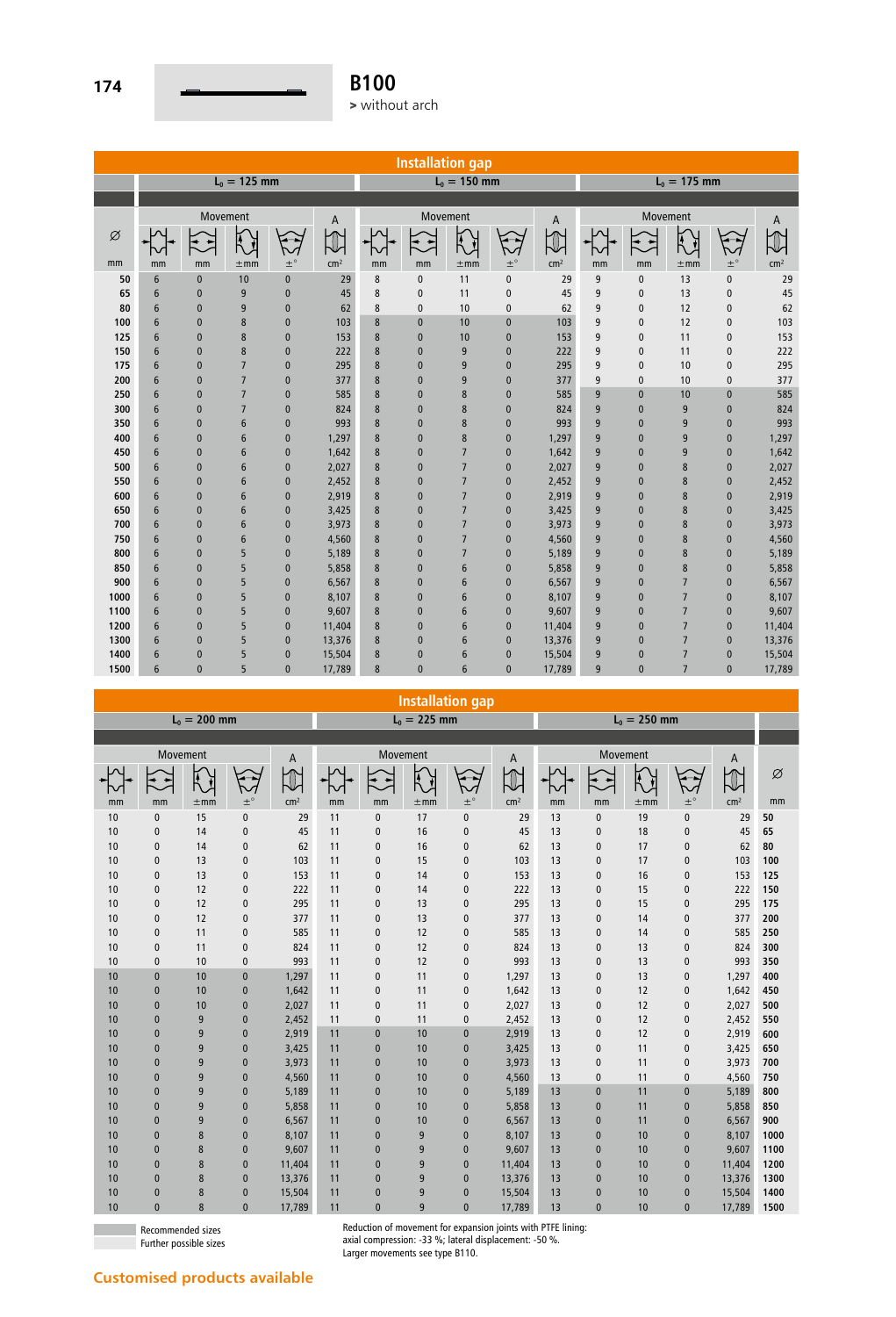# B100

> without arch

**Installation gap**

| Ø | $L_0$ = 125 mm | | | | | $L_0$ = 150 mm | | | | | $L_0$ = 175 mm | | | | |
|---|---|---|---|---|---|---|---|---|---|---|---|---|---|---|---|
| | Movement | | | | A | Movement | | | | A | Movement | | | | A |
| mm | mm | mm | ±mm | ±° | cm² | mm | mm | ±mm | ±° | cm² | mm | mm | ±mm | ±° | cm² |
| 50 | 6 | 0 | 10 | 0 | 29 | 8 | 0 | 11 | 0 | 29 | 9 | 0 | 13 | 0 | 29 |
| 65 | 6 | 0 | 9 | 0 | 45 | 8 | 0 | 11 | 0 | 45 | 9 | 0 | 13 | 0 | 45 |
| 80 | 6 | 0 | 9 | 0 | 62 | 8 | 0 | 10 | 0 | 62 | 9 | 0 | 12 | 0 | 62 |
| 100 | 6 | 0 | 8 | 0 | 103 | 8 | 0 | 10 | 0 | 103 | 9 | 0 | 12 | 0 | 103 |
| 125 | 6 | 0 | 8 | 0 | 153 | 8 | 0 | 10 | 0 | 153 | 9 | 0 | 11 | 0 | 153 |
| 150 | 6 | 0 | 8 | 0 | 222 | 8 | 0 | 9 | 0 | 222 | 9 | 0 | 11 | 0 | 222 |
| 175 | 6 | 0 | 7 | 0 | 295 | 8 | 0 | 9 | 0 | 295 | 9 | 0 | 10 | 0 | 295 |
| 200 | 6 | 0 | 7 | 0 | 377 | 8 | 0 | 9 | 0 | 377 | 9 | 0 | 10 | 0 | 377 |
| 250 | 6 | 0 | 7 | 0 | 585 | 8 | 0 | 8 | 0 | 585 | 9 | 0 | 10 | 0 | 585 |
| 300 | 6 | 0 | 7 | 0 | 824 | 8 | 0 | 8 | 0 | 824 | 9 | 0 | 9 | 0 | 824 |
| 350 | 6 | 0 | 6 | 0 | 993 | 8 | 0 | 8 | 0 | 993 | 9 | 0 | 9 | 0 | 993 |
| 400 | 6 | 0 | 6 | 0 | 1,297 | 8 | 0 | 8 | 0 | 1,297 | 9 | 0 | 9 | 0 | 1,297 |
| 450 | 6 | 0 | 6 | 0 | 1,642 | 8 | 0 | 7 | 0 | 1,642 | 9 | 0 | 9 | 0 | 1,642 |
| 500 | 6 | 0 | 6 | 0 | 2,027 | 8 | 0 | 7 | 0 | 2,027 | 9 | 0 | 8 | 0 | 2,027 |
| 550 | 6 | 0 | 6 | 0 | 2,452 | 8 | 0 | 7 | 0 | 2,452 | 9 | 0 | 8 | 0 | 2,452 |
| 600 | 6 | 0 | 6 | 0 | 2,919 | 8 | 0 | 7 | 0 | 2,919 | 9 | 0 | 8 | 0 | 2,919 |
| 650 | 6 | 0 | 6 | 0 | 3,425 | 8 | 0 | 7 | 0 | 3,425 | 9 | 0 | 8 | 0 | 3,425 |
| 700 | 6 | 0 | 6 | 0 | 3,973 | 8 | 0 | 7 | 0 | 3,973 | 9 | 0 | 8 | 0 | 3,973 |
| 750 | 6 | 0 | 6 | 0 | 4,560 | 8 | 0 | 7 | 0 | 4,560 | 9 | 0 | 8 | 0 | 4,560 |
| 800 | 6 | 0 | 5 | 0 | 5,189 | 8 | 0 | 7 | 0 | 5,189 | 9 | 0 | 8 | 0 | 5,189 |
| 850 | 6 | 0 | 5 | 0 | 5,858 | 8 | 0 | 6 | 0 | 5,858 | 9 | 0 | 8 | 0 | 5,858 |
| 900 | 6 | 0 | 5 | 0 | 6,567 | 8 | 0 | 6 | 0 | 6,567 | 9 | 0 | 7 | 0 | 6,567 |
| 1000 | 6 | 0 | 5 | 0 | 8,107 | 8 | 0 | 6 | 0 | 8,107 | 9 | 0 | 7 | 0 | 8,107 |
| 1100 | 6 | 0 | 5 | 0 | 9,607 | 8 | 0 | 6 | 0 | 9,607 | 9 | 0 | 7 | 0 | 9,607 |
| 1200 | 6 | 0 | 5 | 0 | 11,404 | 8 | 0 | 6 | 0 | 11,404 | 9 | 0 | 7 | 0 | 11,404 |
| 1300 | 6 | 0 | 5 | 0 | 13,376 | 8 | 0 | 6 | 0 | 13,376 | 9 | 0 | 7 | 0 | 13,376 |
| 1400 | 6 | 0 | 5 | 0 | 15,504 | 8 | 0 | 6 | 0 | 15,504 | 9 | 0 | 7 | 0 | 15,504 |
| 1500 | 6 | 0 | 5 | 0 | 17,789 | 8 | 0 | 6 | 0 | 17,789 | 9 | 0 | 7 | 0 | 17,789 |

**Installation gap**

| $L_0$ = 200 mm | | | | | $L_0$ = 225 mm | | | | | $L_0$ = 250 mm | | | | | Ø |
|---|---|---|---|---|---|---|---|---|---|---|---|---|---|---|---|
| Movement | | | | A | Movement | | | | A | Movement | | | | A | |
| mm | mm | ±mm | ±° | cm² | mm | mm | ±mm | ±° | cm² | mm | mm | ±mm | ±° | cm² | mm |
| 10 | 0 | 15 | 0 | 29 | 11 | 0 | 17 | 0 | 29 | 13 | 0 | 19 | 0 | 29 | 50 |
| 10 | 0 | 14 | 0 | 45 | 11 | 0 | 16 | 0 | 45 | 13 | 0 | 18 | 0 | 45 | 65 |
| 10 | 0 | 14 | 0 | 62 | 11 | 0 | 16 | 0 | 62 | 13 | 0 | 17 | 0 | 62 | 80 |
| 10 | 0 | 13 | 0 | 103 | 11 | 0 | 15 | 0 | 103 | 13 | 0 | 17 | 0 | 103 | 100 |
| 10 | 0 | 13 | 0 | 153 | 11 | 0 | 14 | 0 | 153 | 13 | 0 | 16 | 0 | 153 | 125 |
| 10 | 0 | 12 | 0 | 222 | 11 | 0 | 14 | 0 | 222 | 13 | 0 | 15 | 0 | 222 | 150 |
| 10 | 0 | 12 | 0 | 295 | 11 | 0 | 13 | 0 | 295 | 13 | 0 | 15 | 0 | 295 | 175 |
| 10 | 0 | 12 | 0 | 377 | 11 | 0 | 13 | 0 | 377 | 13 | 0 | 14 | 0 | 377 | 200 |
| 10 | 0 | 11 | 0 | 585 | 11 | 0 | 12 | 0 | 585 | 13 | 0 | 14 | 0 | 585 | 250 |
| 10 | 0 | 11 | 0 | 824 | 11 | 0 | 12 | 0 | 824 | 13 | 0 | 13 | 0 | 824 | 300 |
| 10 | 0 | 10 | 0 | 993 | 11 | 0 | 12 | 0 | 993 | 13 | 0 | 13 | 0 | 993 | 350 |
| 10 | 0 | 10 | 0 | 1,297 | 11 | 0 | 11 | 0 | 1,297 | 13 | 0 | 13 | 0 | 1,297 | 400 |
| 10 | 0 | 10 | 0 | 1,642 | 11 | 0 | 11 | 0 | 1,642 | 13 | 0 | 12 | 0 | 1,642 | 450 |
| 10 | 0 | 10 | 0 | 2,027 | 11 | 0 | 11 | 0 | 2,027 | 13 | 0 | 12 | 0 | 2,027 | 500 |
| 10 | 0 | 9 | 0 | 2,452 | 11 | 0 | 11 | 0 | 2,452 | 13 | 0 | 12 | 0 | 2,452 | 550 |
| 10 | 0 | 9 | 0 | 2,919 | 11 | 0 | 10 | 0 | 2,919 | 13 | 0 | 12 | 0 | 2,919 | 600 |
| 10 | 0 | 9 | 0 | 3,425 | 11 | 0 | 10 | 0 | 3,425 | 13 | 0 | 11 | 0 | 3,425 | 650 |
| 10 | 0 | 9 | 0 | 3,973 | 11 | 0 | 10 | 0 | 3,973 | 13 | 0 | 11 | 0 | 3,973 | 700 |
| 10 | 0 | 9 | 0 | 4,560 | 11 | 0 | 10 | 0 | 4,560 | 13 | 0 | 11 | 0 | 4,560 | 750 |
| 10 | 0 | 9 | 0 | 5,189 | 11 | 0 | 10 | 0 | 5,189 | 13 | 0 | 11 | 0 | 5,189 | 800 |
| 10 | 0 | 9 | 0 | 5,858 | 11 | 0 | 10 | 0 | 5,858 | 13 | 0 | 11 | 0 | 5,858 | 850 |
| 10 | 0 | 9 | 0 | 6,567 | 11 | 0 | 10 | 0 | 6,567 | 13 | 0 | 11 | 0 | 6,567 | 900 |
| 10 | 0 | 8 | 0 | 8,107 | 11 | 0 | 9 | 0 | 8,107 | 13 | 0 | 10 | 0 | 8,107 | 1000 |
| 10 | 0 | 8 | 0 | 9,607 | 11 | 0 | 9 | 0 | 9,607 | 13 | 0 | 10 | 0 | 9,607 | 1100 |
| 10 | 0 | 8 | 0 | 11,404 | 11 | 0 | 9 | 0 | 11,404 | 13 | 0 | 10 | 0 | 11,404 | 1200 |
| 10 | 0 | 8 | 0 | 13,376 | 11 | 0 | 9 | 0 | 13,376 | 13 | 0 | 10 | 0 | 13,376 | 1300 |
| 10 | 0 | 8 | 0 | 15,504 | 11 | 0 | 9 | 0 | 15,504 | 13 | 0 | 10 | 0 | 15,504 | 1400 |
| 10 | 0 | 8 | 0 | 17,789 | 11 | 0 | 9 | 0 | 17,789 | 13 | 0 | 10 | 0 | 17,789 | 1500 |

Recommended sizes
Further possible sizes

Reduction of movement for expansion joints with PTFE lining:
axial compression: -33 %; lateral displacement: -50 %.
Larger movements see type B110.

**Customised products available**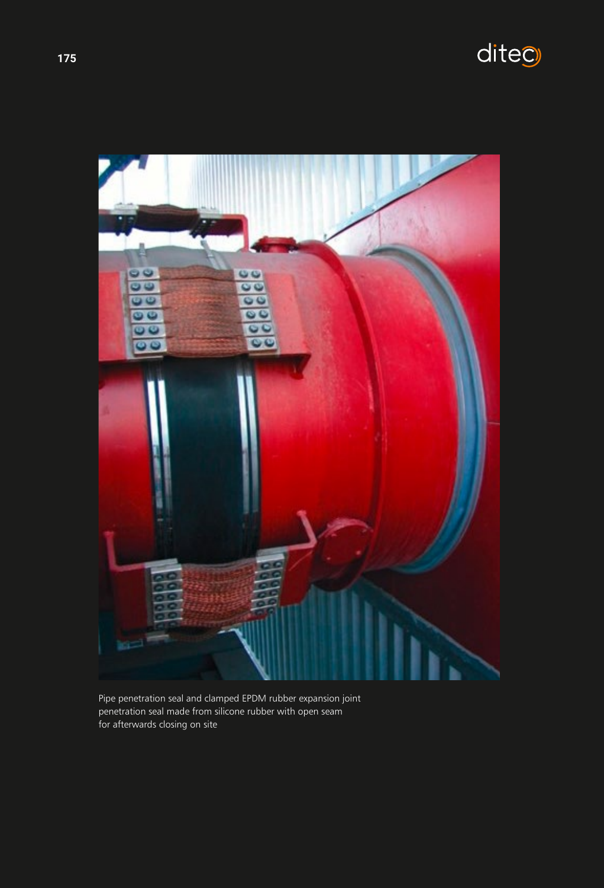Pipe penetration seal and clamped EPDM rubber expansion joint
penetration seal made from silicone rubber with open seam
for afterwards closing on site